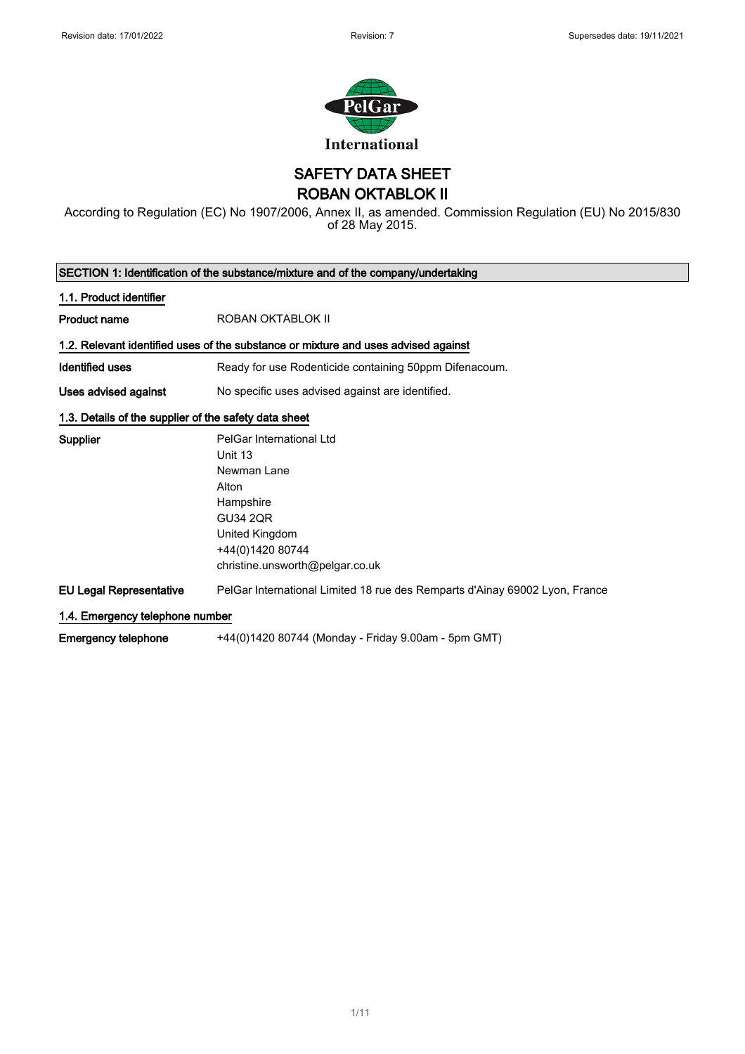Revision date: 17/01/2022 | Revision: 7 | Supersedes date: 19/11/2021

International

# SAFETY DATA SHEET
# ROBAN OKTABLOK II

According to Regulation (EC) No 1907/2006, Annex II, as amended. Commission Regulation (EU) No 2015/830 of 28 May 2015.

## SECTION 1: Identification of the substance/mixture and of the company/undertaking

### 1.1. Product identifier

**Product name** ROBAN OKTABLOK II

### 1.2. Relevant identified uses of the substance or mixture and uses advised against

**Identified uses** Ready for use Rodenticide containing 50ppm Difenacoum.

**Uses advised against** No specific uses advised against are identified.

### 1.3. Details of the supplier of the safety data sheet

**Supplier**
PelGar International Ltd
Unit 13
Newman Lane
Alton
Hampshire
GU34 2QR
United Kingdom
+44(0)1420 80744
christine.unsworth@pelgar.co.uk

**EU Legal Representative** PelGar International Limited 18 rue des Remparts d'Ainay 69002 Lyon, France

### 1.4. Emergency telephone number

**Emergency telephone** +44(0)1420 80744 (Monday - Friday 9.00am - 5pm GMT)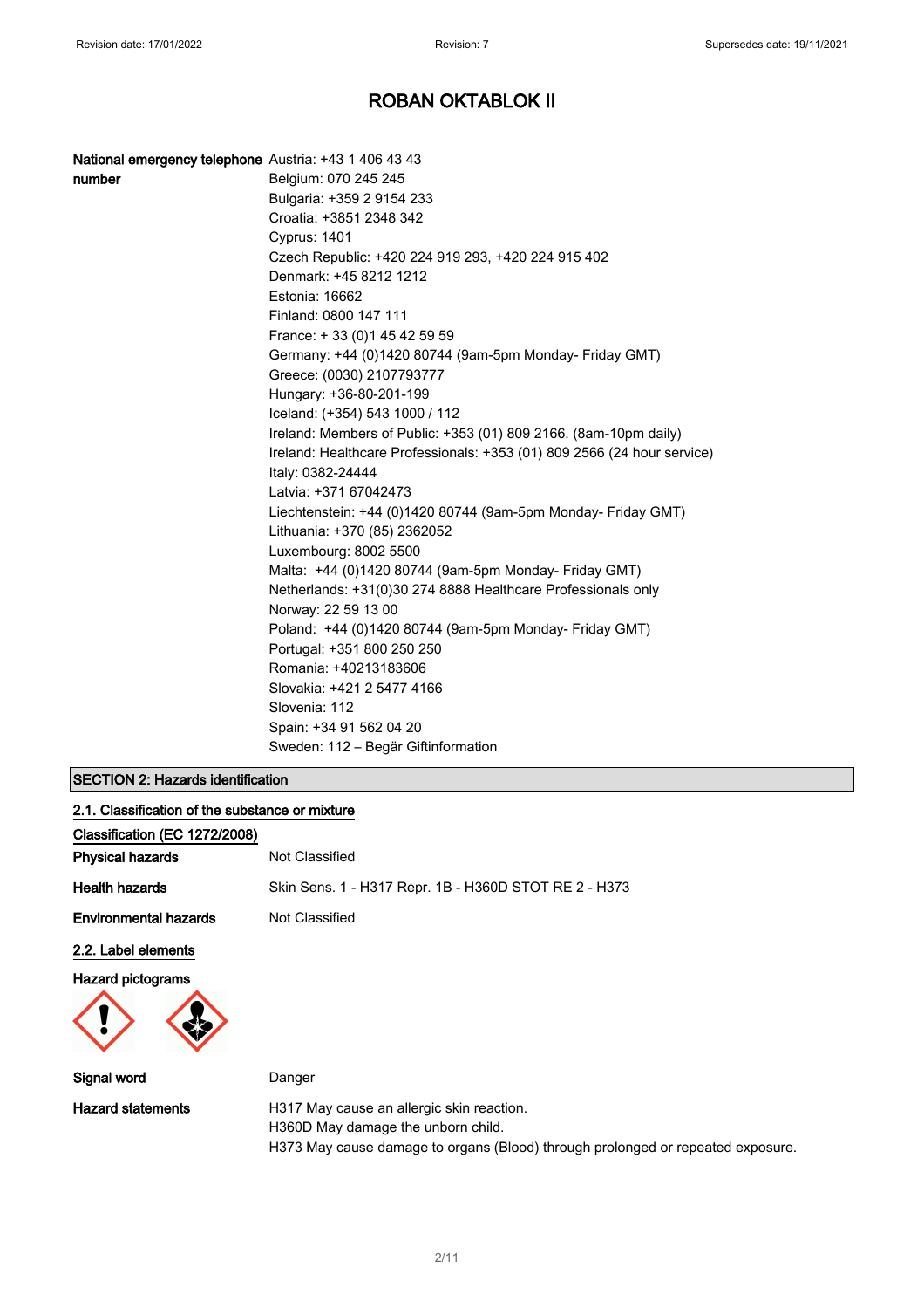# ROBAN OKTABLOK II

| | |
|---|---|
| **National emergency telephone number** | Austria: +43 1 406 43 43<br>Belgium: 070 245 245<br>Bulgaria: +359 2 9154 233<br>Croatia: +3851 2348 342<br>Cyprus: 1401<br>Czech Republic: +420 224 919 293, +420 224 915 402<br>Denmark: +45 8212 1212<br>Estonia: 16662<br>Finland: 0800 147 111<br>France: + 33 (0)1 45 42 59 59<br>Germany: +44 (0)1420 80744 (9am-5pm Monday- Friday GMT)<br>Greece: (0030) 2107793777<br>Hungary: +36-80-201-199<br>Iceland: (+354) 543 1000 / 112<br>Ireland: Members of Public: +353 (01) 809 2166. (8am-10pm daily)<br>Ireland: Healthcare Professionals: +353 (01) 809 2566 (24 hour service)<br>Italy: 0382-24444<br>Latvia: +371 67042473<br>Liechtenstein: +44 (0)1420 80744 (9am-5pm Monday- Friday GMT)<br>Lithuania: +370 (85) 2362052<br>Luxembourg: 8002 5500<br>Malta: +44 (0)1420 80744 (9am-5pm Monday- Friday GMT)<br>Netherlands: +31(0)30 274 8888 Healthcare Professionals only<br>Norway: 22 59 13 00<br>Poland: +44 (0)1420 80744 (9am-5pm Monday- Friday GMT)<br>Portugal: +351 800 250 250<br>Romania: +40213183606<br>Slovakia: +421 2 5477 4166<br>Slovenia: 112<br>Spain: +34 91 562 04 20<br>Sweden: 112 – Begär Giftinformation |

## SECTION 2: Hazards identification

### 2.1. Classification of the substance or mixture

**Classification (EC 1272/2008)**

| | |
|---|---|
| **Physical hazards** | Not Classified |
| **Health hazards** | Skin Sens. 1 - H317 Repr. 1B - H360D STOT RE 2 - H373 |
| **Environmental hazards** | Not Classified |

### 2.2. Label elements

**Hazard pictograms**

| | |
|---|---|
| **Signal word** | Danger |
| **Hazard statements** | H317 May cause an allergic skin reaction.<br>H360D May damage the unborn child.<br>H373 May cause damage to organs (Blood) through prolonged or repeated exposure. |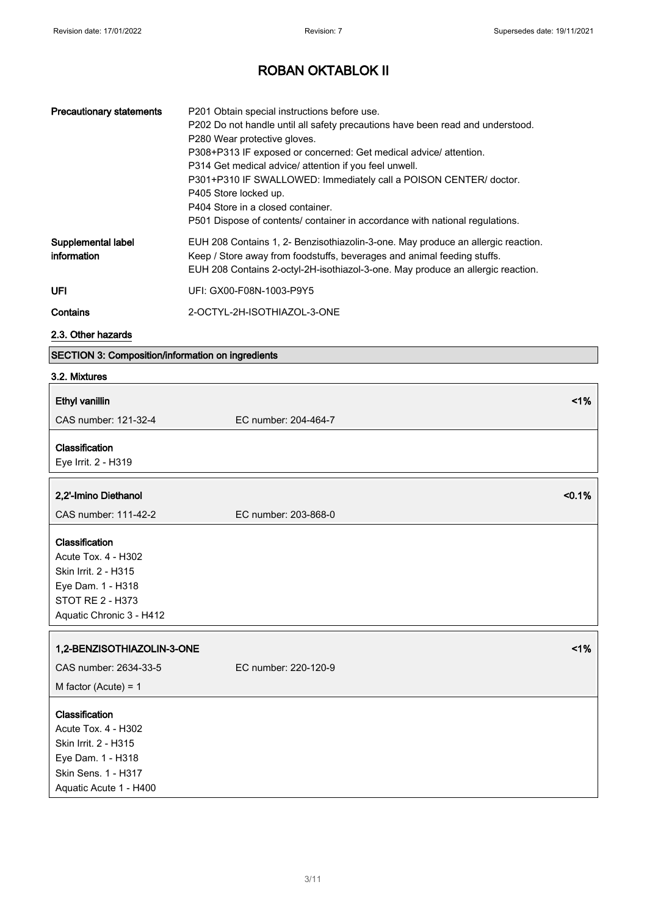# ROBAN OKTABLOK II

| | |
|---|---|
| **Precautionary statements** | P201 Obtain special instructions before use.<br>P202 Do not handle until all safety precautions have been read and understood.<br>P280 Wear protective gloves.<br>P308+P313 IF exposed or concerned: Get medical advice/ attention.<br>P314 Get medical advice/ attention if you feel unwell.<br>P301+P310 IF SWALLOWED: Immediately call a POISON CENTER/ doctor.<br>P405 Store locked up.<br>P404 Store in a closed container.<br>P501 Dispose of contents/ container in accordance with national regulations. |
| **Supplemental label information** | EUH 208 Contains 1, 2- Benzisothiazolin-3-one. May produce an allergic reaction.<br>Keep / Store away from foodstuffs, beverages and animal feeding stuffs.<br>EUH 208 Contains 2-octyl-2H-isothiazol-3-one. May produce an allergic reaction. |
| **UFI** | UFI: GX00-F08N-1003-P9Y5 |
| **Contains** | 2-OCTYL-2H-ISOTHIAZOL-3-ONE |

### 2.3. Other hazards

## SECTION 3: Composition/information on ingredients

### 3.2. Mixtures

**Ethyl vanillin** <1%

CAS number: 121-32-4 EC number: 204-464-7

**Classification**

Eye Irrit. 2 - H319

**2,2'-Imino Diethanol** <0.1%

CAS number: 111-42-2 EC number: 203-868-0

**Classification**

Acute Tox. 4 - H302
Skin Irrit. 2 - H315
Eye Dam. 1 - H318
STOT RE 2 - H373
Aquatic Chronic 3 - H412

**1,2-BENZISOTHIAZOLIN-3-ONE** <1%

CAS number: 2634-33-5 EC number: 220-120-9

M factor (Acute) = 1

**Classification**

Acute Tox. 4 - H302
Skin Irrit. 2 - H315
Eye Dam. 1 - H318
Skin Sens. 1 - H317
Aquatic Acute 1 - H400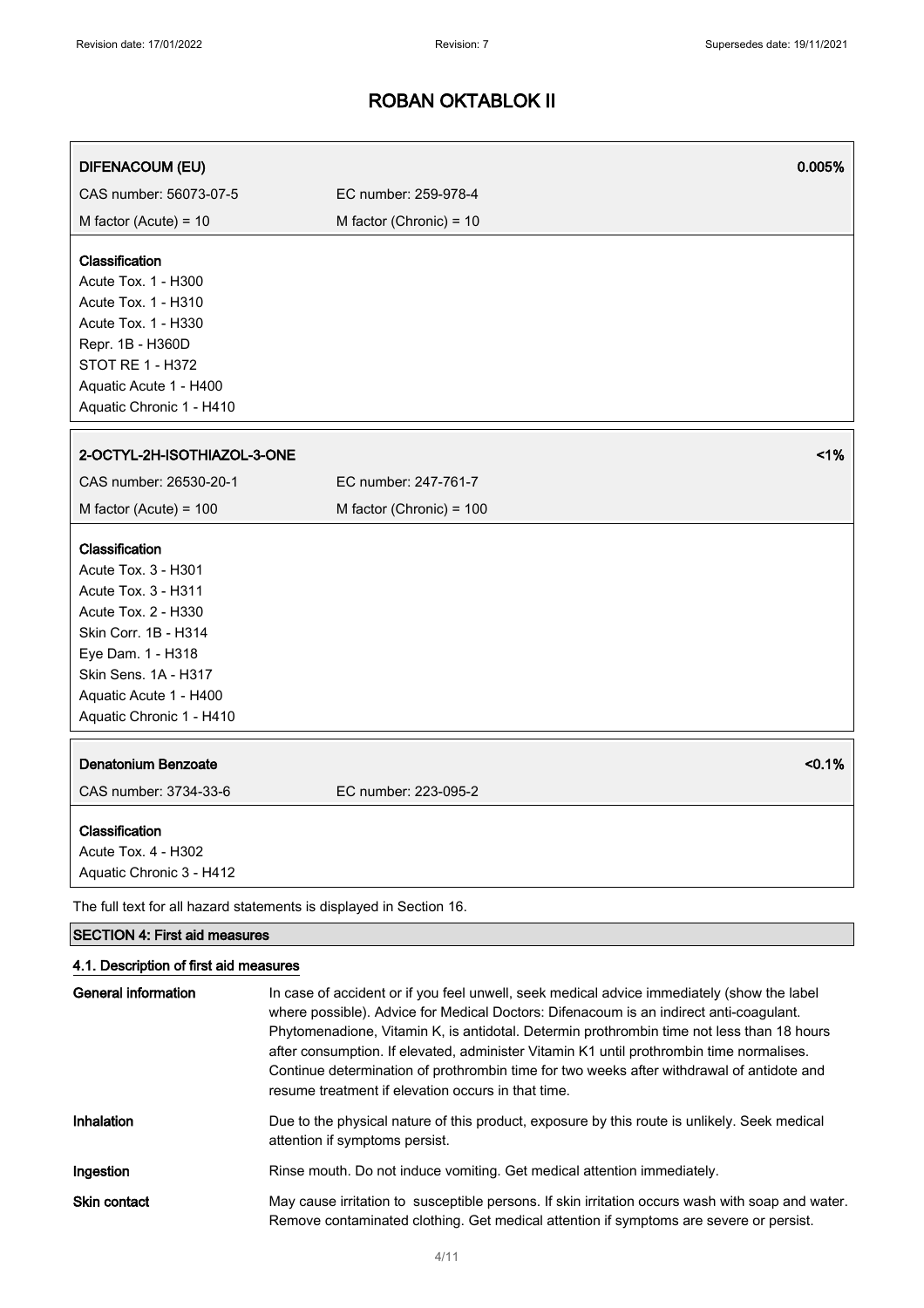| DIFENACOUM (EU) | | 0.005% |
|---|---|---|
| CAS number: 56073-07-5 | EC number: 259-978-4 | |
| M factor (Acute) = 10 | M factor (Chronic) = 10 | |

**Classification**
Acute Tox. 1 - H300
Acute Tox. 1 - H310
Acute Tox. 1 - H330
Repr. 1B - H360D
STOT RE 1 - H372
Aquatic Acute 1 - H400
Aquatic Chronic 1 - H410

| 2-OCTYL-2H-ISOTHIAZOL-3-ONE | | <1% |
|---|---|---|
| CAS number: 26530-20-1 | EC number: 247-761-7 | |
| M factor (Acute) = 100 | M factor (Chronic) = 100 | |

**Classification**
Acute Tox. 3 - H301
Acute Tox. 3 - H311
Acute Tox. 2 - H330
Skin Corr. 1B - H314
Eye Dam. 1 - H318
Skin Sens. 1A - H317
Aquatic Acute 1 - H400
Aquatic Chronic 1 - H410

| Denatonium Benzoate | | <0.1% |
|---|---|---|
| CAS number: 3734-33-6 | EC number: 223-095-2 | |

**Classification**
Acute Tox. 4 - H302
Aquatic Chronic 3 - H412

The full text for all hazard statements is displayed in Section 16.

## SECTION 4: First aid measures

### 4.1. Description of first aid measures

**General information**
In case of accident or if you feel unwell, seek medical advice immediately (show the label where possible). Advice for Medical Doctors: Difenacoum is an indirect anti-coagulant. Phytomenadione, Vitamin K, is antidotal. Determin prothrombin time not less than 18 hours after consumption. If elevated, administer Vitamin K1 until prothrombin time normalises. Continue determination of prothrombin time for two weeks after withdrawal of antidote and resume treatment if elevation occurs in that time.

**Inhalation**
Due to the physical nature of this product, exposure by this route is unlikely. Seek medical attention if symptoms persist.

**Ingestion**
Rinse mouth. Do not induce vomiting. Get medical attention immediately.

**Skin contact**
May cause irritation to susceptible persons. If skin irritation occurs wash with soap and water. Remove contaminated clothing. Get medical attention if symptoms are severe or persist.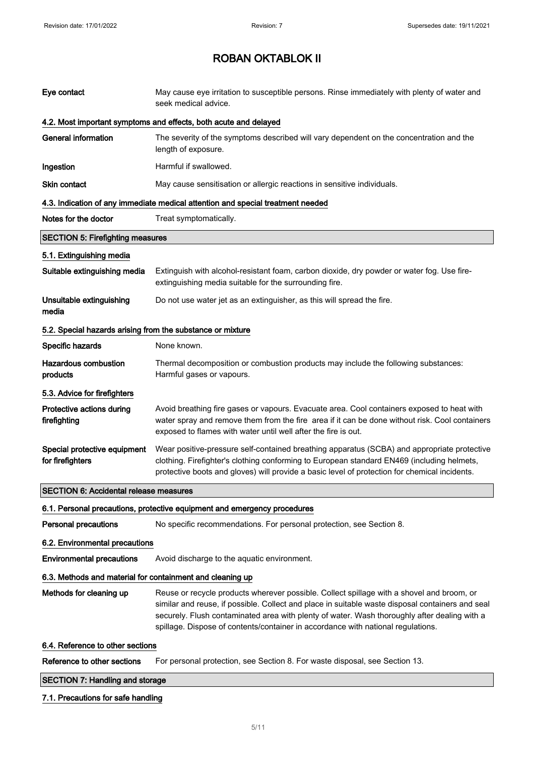# ROBAN OKTABLOK II

**Eye contact** May cause eye irritation to susceptible persons. Rinse immediately with plenty of water and seek medical advice.

### 4.2. Most important symptoms and effects, both acute and delayed

**General information** The severity of the symptoms described will vary dependent on the concentration and the length of exposure.

**Ingestion** Harmful if swallowed.

**Skin contact** May cause sensitisation or allergic reactions in sensitive individuals.

### 4.3. Indication of any immediate medical attention and special treatment needed

**Notes for the doctor** Treat symptomatically.

## SECTION 5: Firefighting measures

### 5.1. Extinguishing media

**Suitable extinguishing media** Extinguish with alcohol-resistant foam, carbon dioxide, dry powder or water fog. Use fire-extinguishing media suitable for the surrounding fire.

**Unsuitable extinguishing media** Do not use water jet as an extinguisher, as this will spread the fire.

### 5.2. Special hazards arising from the substance or mixture

**Specific hazards** None known.

**Hazardous combustion products** Thermal decomposition or combustion products may include the following substances: Harmful gases or vapours.

### 5.3. Advice for firefighters

**Protective actions during firefighting** Avoid breathing fire gases or vapours. Evacuate area. Cool containers exposed to heat with water spray and remove them from the fire area if it can be done without risk. Cool containers exposed to flames with water until well after the fire is out.

**Special protective equipment for firefighters** Wear positive-pressure self-contained breathing apparatus (SCBA) and appropriate protective clothing. Firefighter's clothing conforming to European standard EN469 (including helmets, protective boots and gloves) will provide a basic level of protection for chemical incidents.

## SECTION 6: Accidental release measures

### 6.1. Personal precautions, protective equipment and emergency procedures

**Personal precautions** No specific recommendations. For personal protection, see Section 8.

### 6.2. Environmental precautions

**Environmental precautions** Avoid discharge to the aquatic environment.

### 6.3. Methods and material for containment and cleaning up

**Methods for cleaning up** Reuse or recycle products wherever possible. Collect spillage with a shovel and broom, or similar and reuse, if possible. Collect and place in suitable waste disposal containers and seal securely. Flush contaminated area with plenty of water. Wash thoroughly after dealing with a spillage. Dispose of contents/container in accordance with national regulations.

### 6.4. Reference to other sections

**Reference to other sections** For personal protection, see Section 8. For waste disposal, see Section 13.

## SECTION 7: Handling and storage

### 7.1. Precautions for safe handling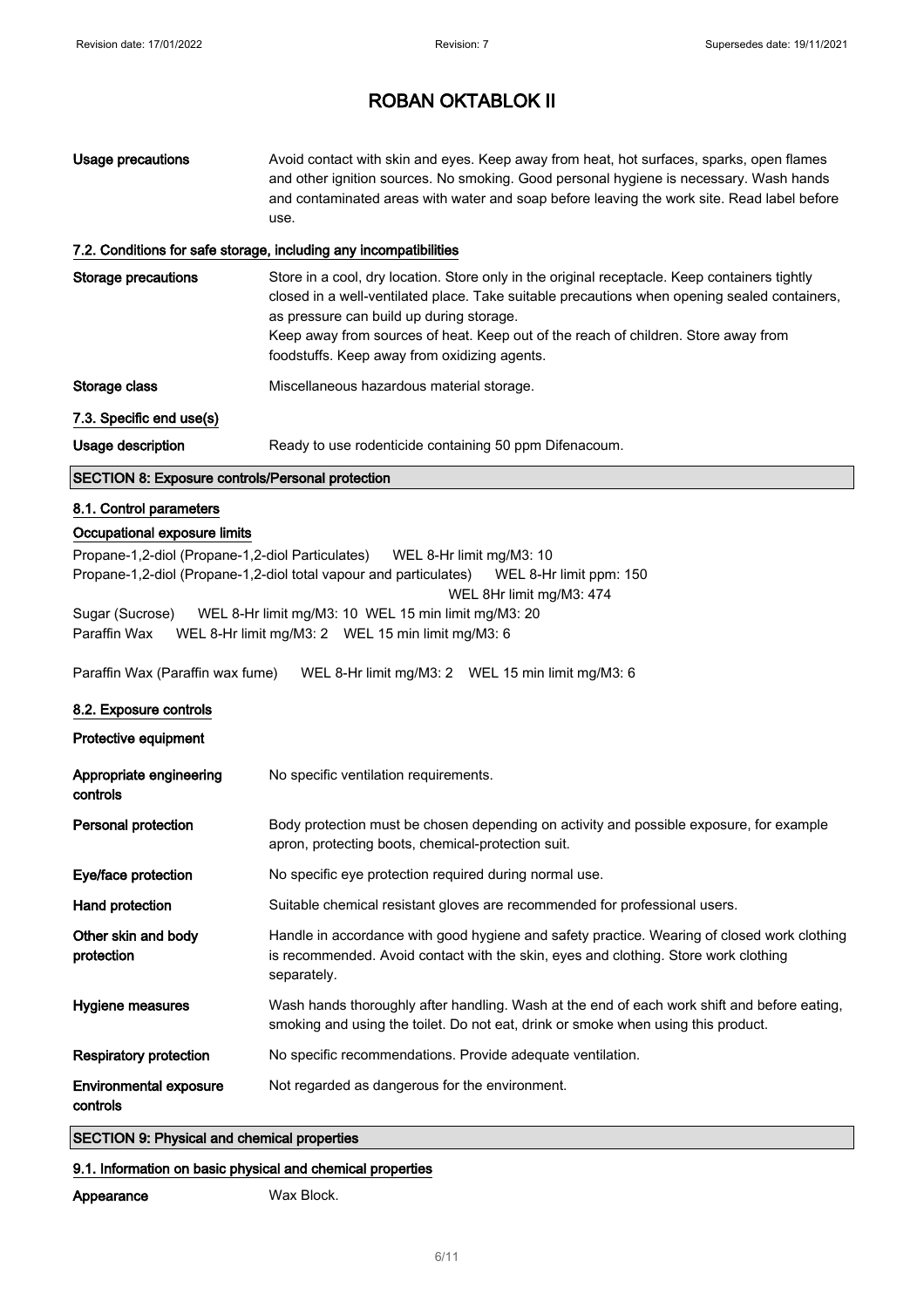# ROBAN OKTABLOK II

| | |
|---|---|
| **Usage precautions** | Avoid contact with skin and eyes. Keep away from heat, hot surfaces, sparks, open flames and other ignition sources. No smoking. Good personal hygiene is necessary. Wash hands and contaminated areas with water and soap before leaving the work site. Read label before use. |

### 7.2. Conditions for safe storage, including any incompatibilities

| | |
|---|---|
| **Storage precautions** | Store in a cool, dry location. Store only in the original receptacle. Keep containers tightly closed in a well-ventilated place. Take suitable precautions when opening sealed containers, as pressure can build up during storage.<br>Keep away from sources of heat. Keep out of the reach of children. Store away from foodstuffs. Keep away from oxidizing agents. |
| **Storage class** | Miscellaneous hazardous material storage. |

### 7.3. Specific end use(s)

| | |
|---|---|
| **Usage description** | Ready to use rodenticide containing 50 ppm Difenacoum. |

## SECTION 8: Exposure controls/Personal protection

### 8.1. Control parameters

#### Occupational exposure limits

Propane-1,2-diol (Propane-1,2-diol Particulates) WEL 8-Hr limit mg/M3: 10

Propane-1,2-diol (Propane-1,2-diol total vapour and particulates) WEL 8-Hr limit ppm: 150
WEL 8Hr limit mg/M3: 474

Sugar (Sucrose) WEL 8-Hr limit mg/M3: 10 WEL 15 min limit mg/M3: 20

Paraffin Wax WEL 8-Hr limit mg/M3: 2 WEL 15 min limit mg/M3: 6

Paraffin Wax (Paraffin wax fume) WEL 8-Hr limit mg/M3: 2 WEL 15 min limit mg/M3: 6

### 8.2. Exposure controls

#### Protective equipment

| | |
|---|---|
| **Appropriate engineering controls** | No specific ventilation requirements. |
| **Personal protection** | Body protection must be chosen depending on activity and possible exposure, for example apron, protecting boots, chemical-protection suit. |
| **Eye/face protection** | No specific eye protection required during normal use. |
| **Hand protection** | Suitable chemical resistant gloves are recommended for professional users. |
| **Other skin and body protection** | Handle in accordance with good hygiene and safety practice. Wearing of closed work clothing is recommended. Avoid contact with the skin, eyes and clothing. Store work clothing separately. |
| **Hygiene measures** | Wash hands thoroughly after handling. Wash at the end of each work shift and before eating, smoking and using the toilet. Do not eat, drink or smoke when using this product. |
| **Respiratory protection** | No specific recommendations. Provide adequate ventilation. |
| **Environmental exposure controls** | Not regarded as dangerous for the environment. |

## SECTION 9: Physical and chemical properties

### 9.1. Information on basic physical and chemical properties

| | |
|---|---|
| **Appearance** | Wax Block. |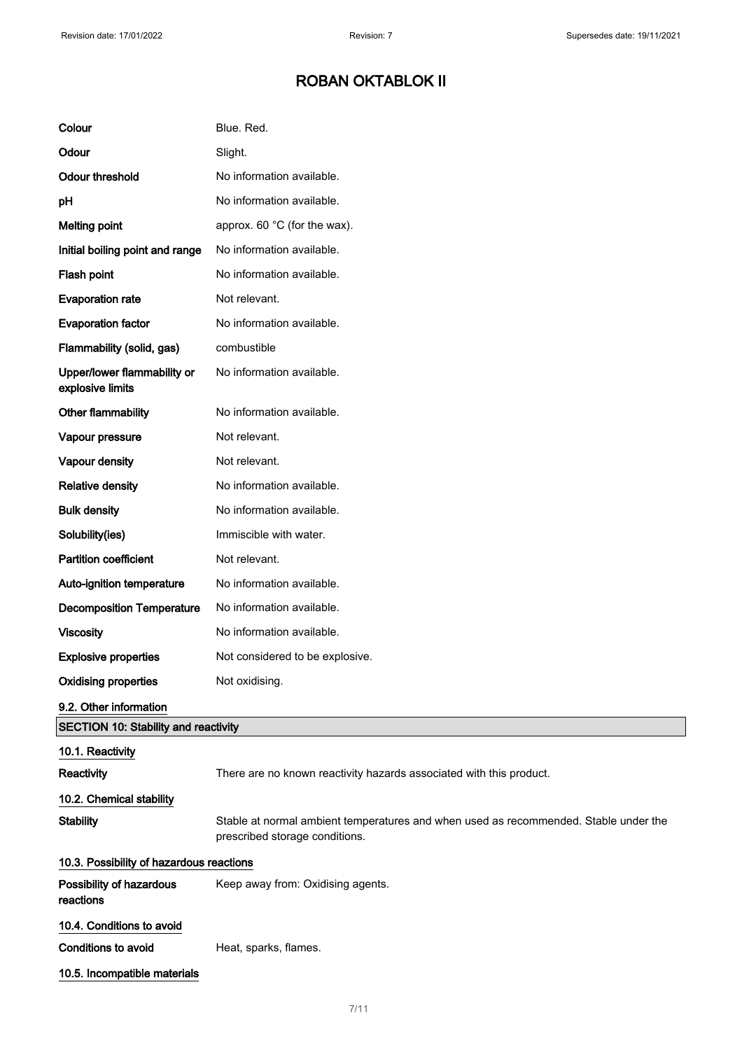| | |
|---|---|
| **Colour** | Blue. Red. |
| **Odour** | Slight. |
| **Odour threshold** | No information available. |
| **pH** | No information available. |
| **Melting point** | approx. 60 °C (for the wax). |
| **Initial boiling point and range** | No information available. |
| **Flash point** | No information available. |
| **Evaporation rate** | Not relevant. |
| **Evaporation factor** | No information available. |
| **Flammability (solid, gas)** | combustible |
| **Upper/lower flammability or explosive limits** | No information available. |
| **Other flammability** | No information available. |
| **Vapour pressure** | Not relevant. |
| **Vapour density** | Not relevant. |
| **Relative density** | No information available. |
| **Bulk density** | No information available. |
| **Solubility(ies)** | Immiscible with water. |
| **Partition coefficient** | Not relevant. |
| **Auto-ignition temperature** | No information available. |
| **Decomposition Temperature** | No information available. |
| **Viscosity** | No information available. |
| **Explosive properties** | Not considered to be explosive. |
| **Oxidising properties** | Not oxidising. |

### 9.2. Other information

## SECTION 10: Stability and reactivity

### 10.1. Reactivity

**Reactivity** There are no known reactivity hazards associated with this product.

### 10.2. Chemical stability

**Stability** Stable at normal ambient temperatures and when used as recommended. Stable under the prescribed storage conditions.

### 10.3. Possibility of hazardous reactions

**Possibility of hazardous reactions** Keep away from: Oxidising agents.

### 10.4. Conditions to avoid

**Conditions to avoid** Heat, sparks, flames.

### 10.5. Incompatible materials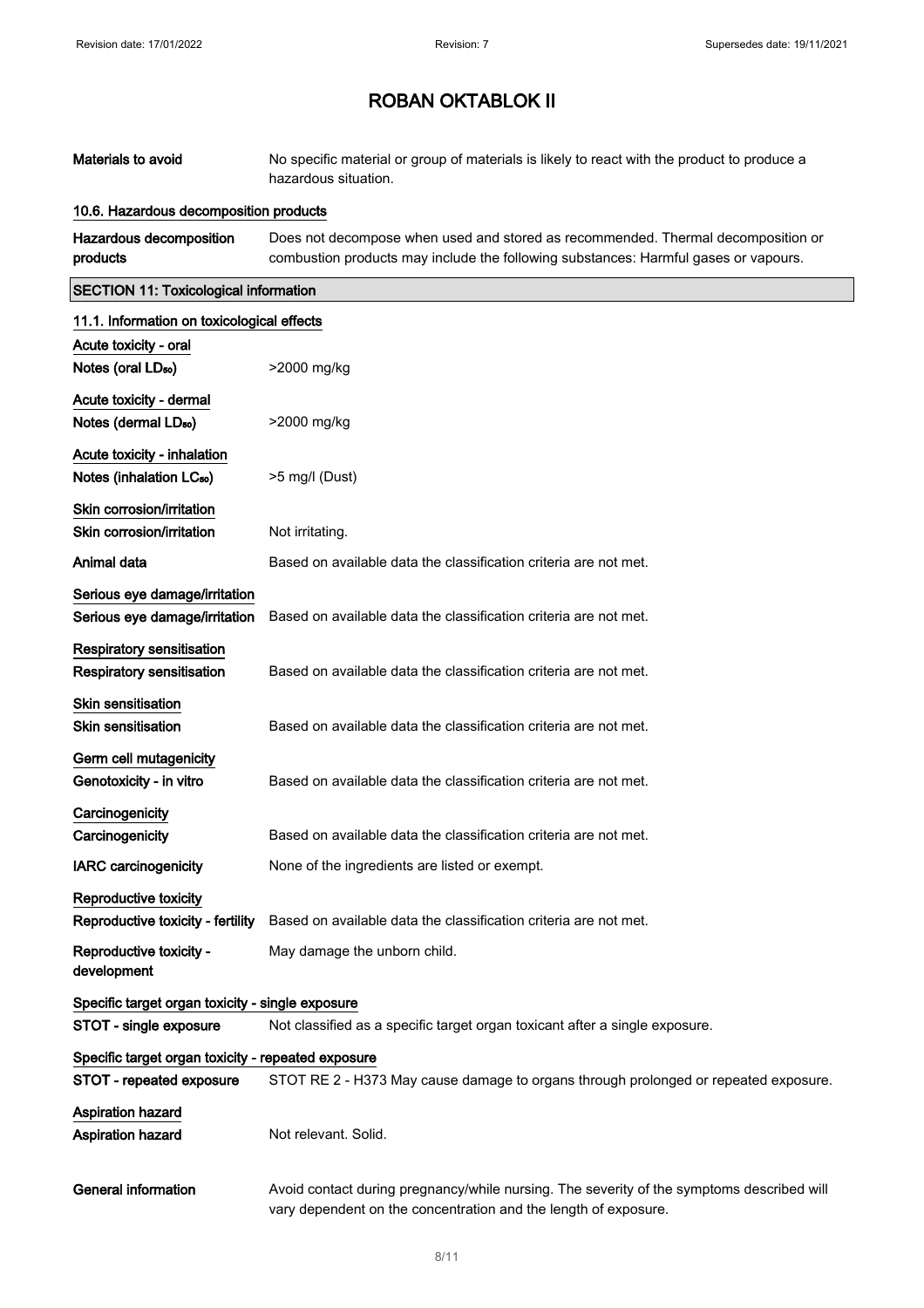# ROBAN OKTABLOK II

**Materials to avoid** No specific material or group of materials is likely to react with the product to produce a hazardous situation.

### 10.6. Hazardous decomposition products

**Hazardous decomposition products** Does not decompose when used and stored as recommended. Thermal decomposition or combustion products may include the following substances: Harmful gases or vapours.

## SECTION 11: Toxicological information

### 11.1. Information on toxicological effects

**Acute toxicity - oral**

**Notes (oral $LD_{50}$)** >2000 mg/kg

**Acute toxicity - dermal**

**Notes (dermal $LD_{50}$)** >2000 mg/kg

**Acute toxicity - inhalation**

**Notes (inhalation $LC_{50}$)** >5 mg/l (Dust)

**Skin corrosion/irritation**

**Skin corrosion/irritation** Not irritating.

**Animal data** Based on available data the classification criteria are not met.

**Serious eye damage/irritation**

**Serious eye damage/irritation** Based on available data the classification criteria are not met.

**Respiratory sensitisation**

**Respiratory sensitisation** Based on available data the classification criteria are not met.

**Skin sensitisation**

**Skin sensitisation** Based on available data the classification criteria are not met.

**Germ cell mutagenicity**

**Genotoxicity - in vitro** Based on available data the classification criteria are not met.

**Carcinogenicity**

**Carcinogenicity** Based on available data the classification criteria are not met.

**IARC carcinogenicity** None of the ingredients are listed or exempt.

**Reproductive toxicity**

**Reproductive toxicity - fertility** Based on available data the classification criteria are not met.

**Reproductive toxicity - development** May damage the unborn child.

**Specific target organ toxicity - single exposure**

**STOT - single exposure** Not classified as a specific target organ toxicant after a single exposure.

**Specific target organ toxicity - repeated exposure**

**STOT - repeated exposure** STOT RE 2 - H373 May cause damage to organs through prolonged or repeated exposure.

**Aspiration hazard**

**Aspiration hazard** Not relevant. Solid.

**General information** Avoid contact during pregnancy/while nursing. The severity of the symptoms described will vary dependent on the concentration and the length of exposure.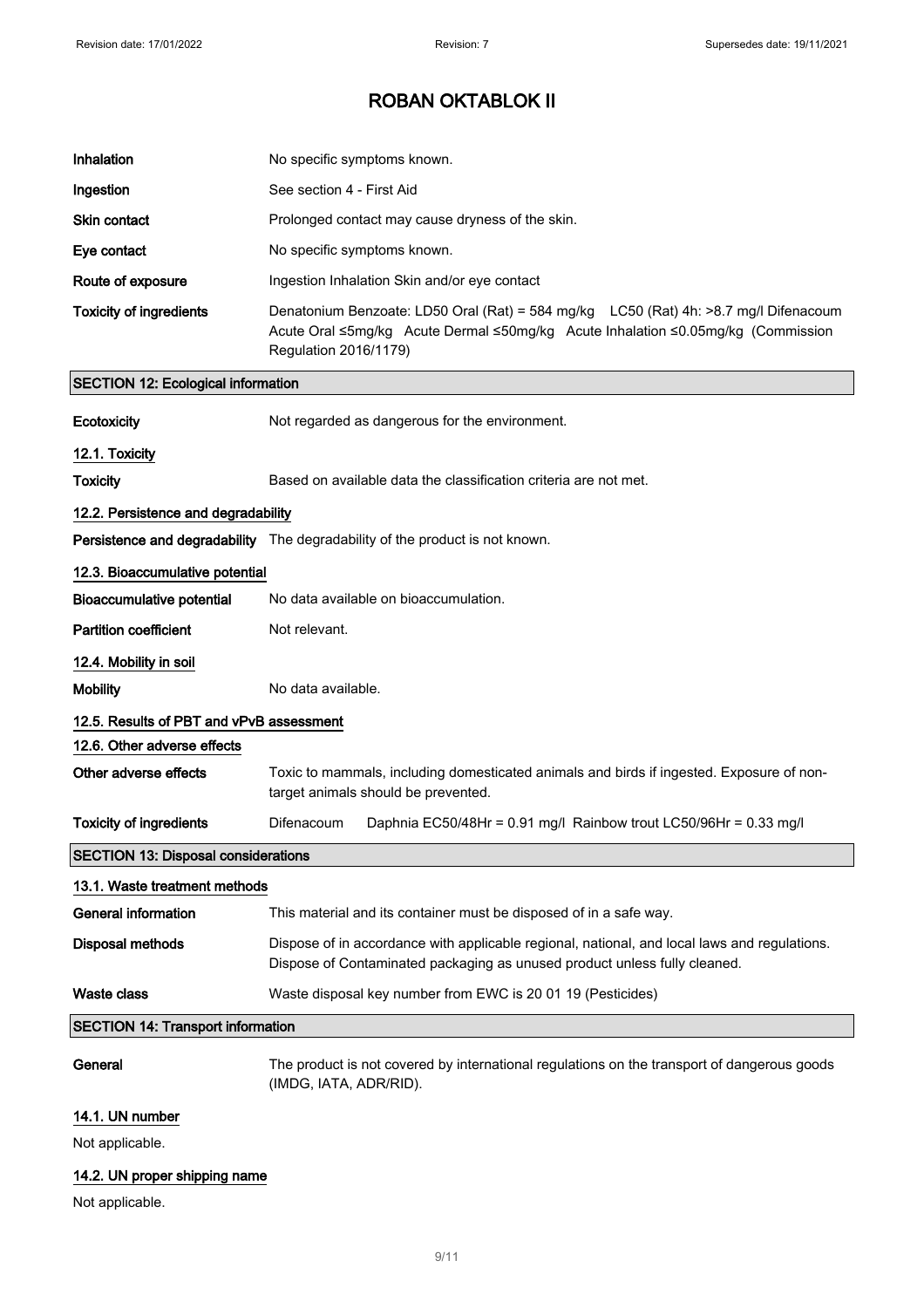| | |
|---|---|
| **Inhalation** | No specific symptoms known. |
| **Ingestion** | See section 4 - First Aid |
| **Skin contact** | Prolonged contact may cause dryness of the skin. |
| **Eye contact** | No specific symptoms known. |
| **Route of exposure** | Ingestion Inhalation Skin and/or eye contact |
| **Toxicity of ingredients** | Denatonium Benzoate: LD50 Oral (Rat) = 584 mg/kg LC50 (Rat) 4h: >8.7 mg/l Difenacoum Acute Oral ≤5mg/kg Acute Dermal ≤50mg/kg Acute Inhalation ≤0.05mg/kg (Commission Regulation 2016/1179) |

## SECTION 12: Ecological information

| | |
|---|---|
| **Ecotoxicity** | Not regarded as dangerous for the environment. |

### 12.1. Toxicity

| | |
|---|---|
| **Toxicity** | Based on available data the classification criteria are not met. |

### 12.2. Persistence and degradability

| | |
|---|---|
| **Persistence and degradability** | The degradability of the product is not known. |

### 12.3. Bioaccumulative potential

| | |
|---|---|
| **Bioaccumulative potential** | No data available on bioaccumulation. |
| **Partition coefficient** | Not relevant. |

### 12.4. Mobility in soil

| | |
|---|---|
| **Mobility** | No data available. |

### 12.5. Results of PBT and vPvB assessment

### 12.6. Other adverse effects

| | |
|---|---|
| **Other adverse effects** | Toxic to mammals, including domesticated animals and birds if ingested. Exposure of non-target animals should be prevented. |
| **Toxicity of ingredients** | Difenacoum Daphnia EC50/48Hr = 0.91 mg/l Rainbow trout LC50/96Hr = 0.33 mg/l |

## SECTION 13: Disposal considerations

### 13.1. Waste treatment methods

| | |
|---|---|
| **General information** | This material and its container must be disposed of in a safe way. |
| **Disposal methods** | Dispose of in accordance with applicable regional, national, and local laws and regulations. Dispose of Contaminated packaging as unused product unless fully cleaned. |
| **Waste class** | Waste disposal key number from EWC is 20 01 19 (Pesticides) |

## SECTION 14: Transport information

| | |
|---|---|
| **General** | The product is not covered by international regulations on the transport of dangerous goods (IMDG, IATA, ADR/RID). |

### 14.1. UN number

Not applicable.

### 14.2. UN proper shipping name

Not applicable.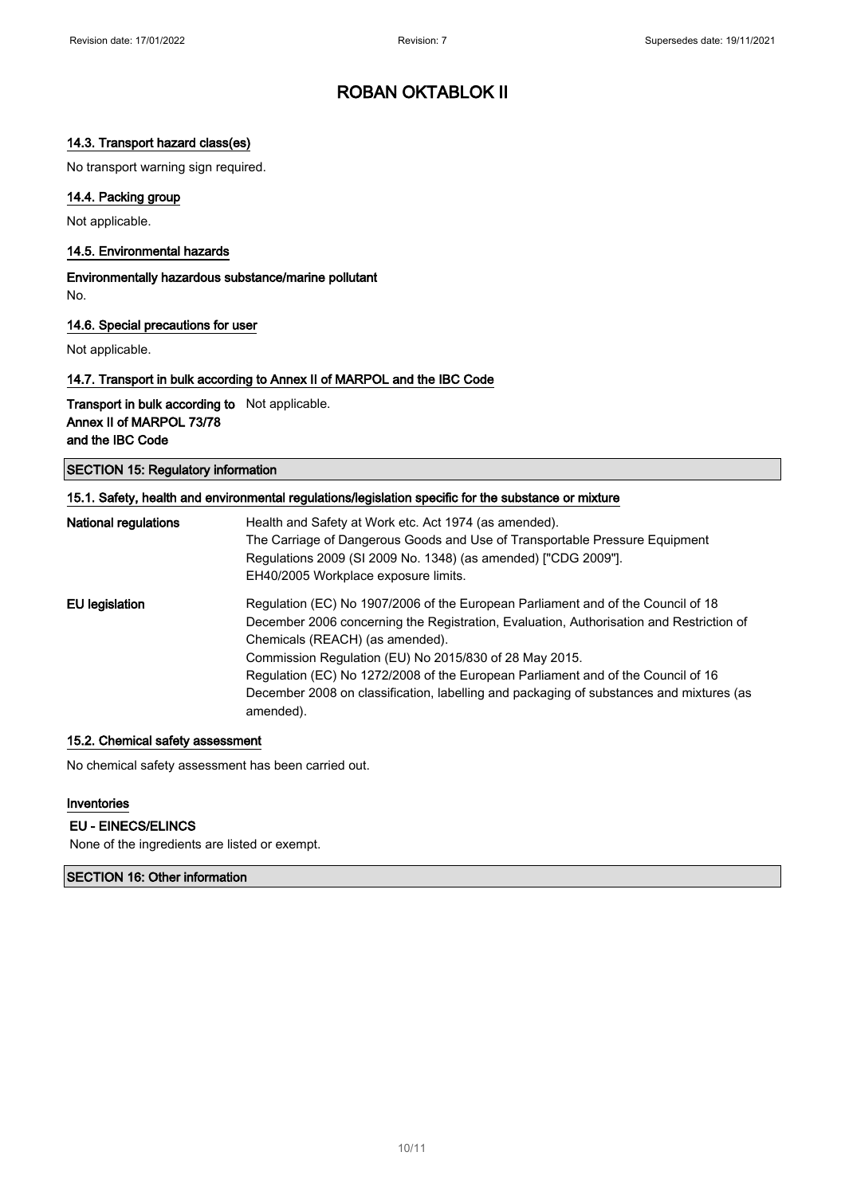# ROBAN OKTABLOK II

### 14.3. Transport hazard class(es)

No transport warning sign required.

### 14.4. Packing group

Not applicable.

### 14.5. Environmental hazards

**Environmentally hazardous substance/marine pollutant**

No.

### 14.6. Special precautions for user

Not applicable.

### 14.7. Transport in bulk according to Annex II of MARPOL and the IBC Code

**Transport in bulk according to Annex II of MARPOL 73/78 and the IBC Code** Not applicable.

## SECTION 15: Regulatory information

### 15.1. Safety, health and environmental regulations/legislation specific for the substance or mixture

**National regulations**

Health and Safety at Work etc. Act 1974 (as amended).
The Carriage of Dangerous Goods and Use of Transportable Pressure Equipment Regulations 2009 (SI 2009 No. 1348) (as amended) ["CDG 2009"].
EH40/2005 Workplace exposure limits.

**EU legislation**

Regulation (EC) No 1907/2006 of the European Parliament and of the Council of 18 December 2006 concerning the Registration, Evaluation, Authorisation and Restriction of Chemicals (REACH) (as amended).
Commission Regulation (EU) No 2015/830 of 28 May 2015.
Regulation (EC) No 1272/2008 of the European Parliament and of the Council of 16 December 2008 on classification, labelling and packaging of substances and mixtures (as amended).

### 15.2. Chemical safety assessment

No chemical safety assessment has been carried out.

### Inventories

**EU - EINECS/ELINCS**

None of the ingredients are listed or exempt.

## SECTION 16: Other information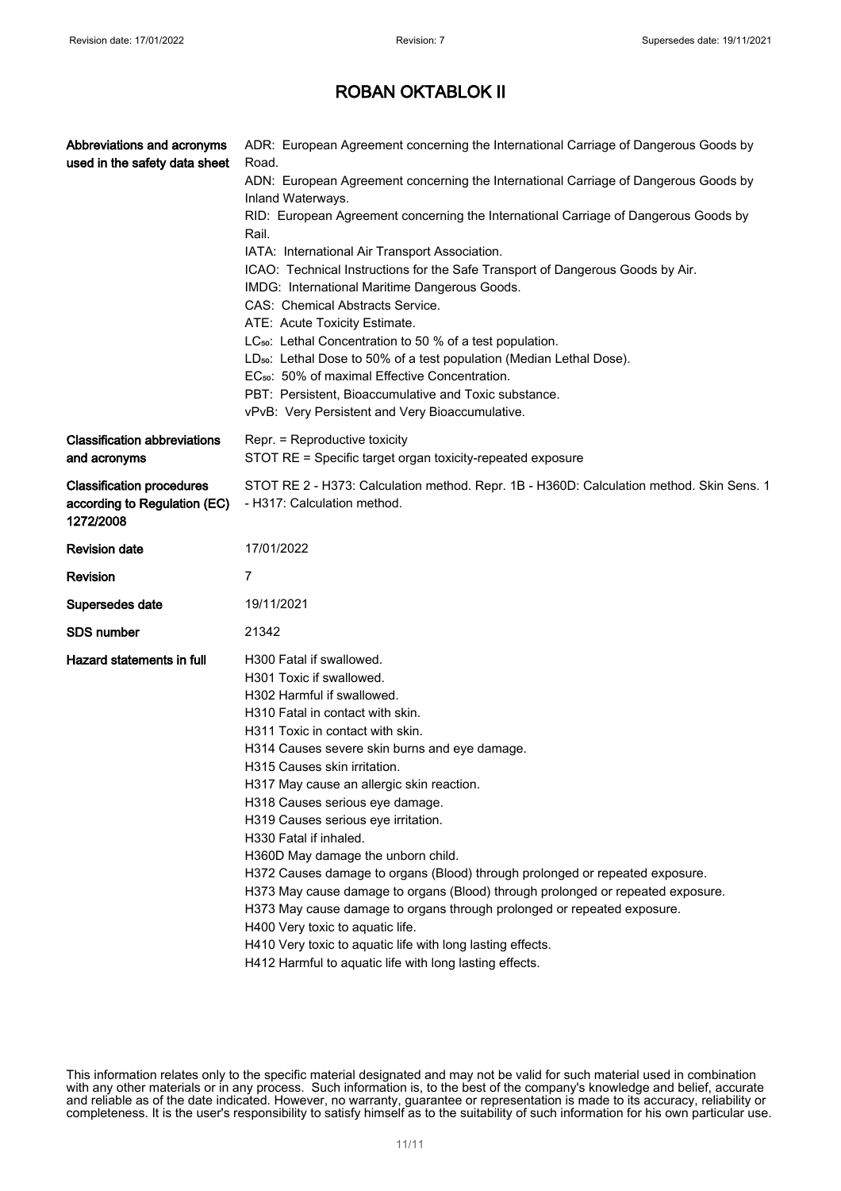# ROBAN OKTABLOK II

| | |
|---|---|
| **Abbreviations and acronyms used in the safety data sheet** | ADR: European Agreement concerning the International Carriage of Dangerous Goods by Road.<br>ADN: European Agreement concerning the International Carriage of Dangerous Goods by Inland Waterways.<br>RID: European Agreement concerning the International Carriage of Dangerous Goods by Rail.<br>IATA: International Air Transport Association.<br>ICAO: Technical Instructions for the Safe Transport of Dangerous Goods by Air.<br>IMDG: International Maritime Dangerous Goods.<br>CAS: Chemical Abstracts Service.<br>ATE: Acute Toxicity Estimate.<br>$LC_{50}$: Lethal Concentration to 50 % of a test population.<br>$LD_{50}$: Lethal Dose to 50% of a test population (Median Lethal Dose).<br>$EC_{50}$: 50% of maximal Effective Concentration.<br>PBT: Persistent, Bioaccumulative and Toxic substance.<br>vPvB: Very Persistent and Very Bioaccumulative. |
| **Classification abbreviations and acronyms** | Repr. = Reproductive toxicity<br>STOT RE = Specific target organ toxicity-repeated exposure |
| **Classification procedures according to Regulation (EC) 1272/2008** | STOT RE 2 - H373: Calculation method. Repr. 1B - H360D: Calculation method. Skin Sens. 1 - H317: Calculation method. |
| **Revision date** | 17/01/2022 |
| **Revision** | 7 |
| **Supersedes date** | 19/11/2021 |
| **SDS number** | 21342 |
| **Hazard statements in full** | H300 Fatal if swallowed.<br>H301 Toxic if swallowed.<br>H302 Harmful if swallowed.<br>H310 Fatal in contact with skin.<br>H311 Toxic in contact with skin.<br>H314 Causes severe skin burns and eye damage.<br>H315 Causes skin irritation.<br>H317 May cause an allergic skin reaction.<br>H318 Causes serious eye damage.<br>H319 Causes serious eye irritation.<br>H330 Fatal if inhaled.<br>H360D May damage the unborn child.<br>H372 Causes damage to organs (Blood) through prolonged or repeated exposure.<br>H373 May cause damage to organs (Blood) through prolonged or repeated exposure.<br>H373 May cause damage to organs through prolonged or repeated exposure.<br>H400 Very toxic to aquatic life.<br>H410 Very toxic to aquatic life with long lasting effects.<br>H412 Harmful to aquatic life with long lasting effects. |

This information relates only to the specific material designated and may not be valid for such material used in combination with any other materials or in any process. Such information is, to the best of the company's knowledge and belief, accurate and reliable as of the date indicated. However, no warranty, guarantee or representation is made to its accuracy, reliability or completeness. It is the user's responsibility to satisfy himself as to the suitability of such information for his own particular use.